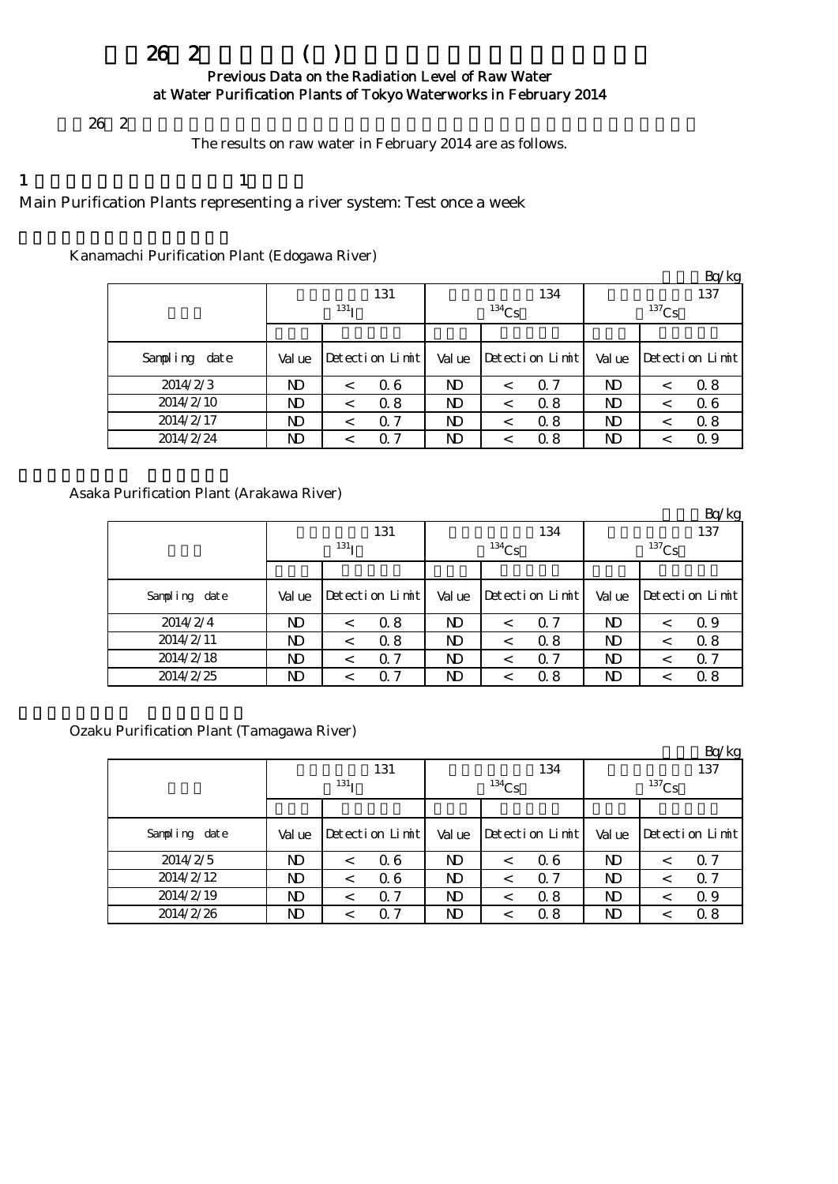# 平成26年2月の水道原水(浄水場)の放射能測定結果について

**Previous Data on the Radiation Level of Raw Water at Water Purification Plants of Tokyo Waterworks in February 2014**

平成26年2月の水道原水の放射能測定結果は以下のとおりです。

The results on raw water in February 2014 are as follows.

1 水系を代表する浄水場：週1回測定

Main Purification Plants representing a river system: Test once a week

金町浄水場（江戸川）

Kanamachi Purification Plant (Edogawa River)

単位：Bq/kg

| 採水日 | 放射性ヨウ素131 ($^{131}I$) | | 放射性セシウム134 ($^{134}Cs$) | | 放射性セシウム137 ($^{137}Cs$) | |
|---|---|---|---|---|---|---|
| | 測定値 | 検出限界値 | 測定値 | 検出限界値 | 測定値 | 検出限界値 |
| Sampling date | Value | Detection Limit | Value | Detection Limit | Value | Detection Limit |
| 2014/2/3 | ND | < 0.6 | ND | < 0.7 | ND | < 0.8 |
| 2014/2/10 | ND | < 0.8 | ND | < 0.8 | ND | < 0.6 |
| 2014/2/17 | ND | < 0.7 | ND | < 0.8 | ND | < 0.8 |
| 2014/2/24 | ND | < 0.7 | ND | < 0.8 | ND | < 0.9 |

朝霞浄水場（荒川）

Asaka Purification Plant (Arakawa River)

単位：Bq/kg

| 採水日 | 放射性ヨウ素131 ($^{131}I$) | | 放射性セシウム134 ($^{134}Cs$) | | 放射性セシウム137 ($^{137}Cs$) | |
|---|---|---|---|---|---|---|
| | 測定値 | 検出限界値 | 測定値 | 検出限界値 | 測定値 | 検出限界値 |
| Sampling date | Value | Detection Limit | Value | Detection Limit | Value | Detection Limit |
| 2014/2/4 | ND | < 0.8 | ND | < 0.7 | ND | < 0.9 |
| 2014/2/11 | ND | < 0.8 | ND | < 0.8 | ND | < 0.8 |
| 2014/2/18 | ND | < 0.7 | ND | < 0.7 | ND | < 0.7 |
| 2014/2/25 | ND | < 0.7 | ND | < 0.8 | ND | < 0.8 |

小作浄水場（多摩川）

Ozaku Purification Plant (Tamagawa River)

単位：Bq/kg

| 採水日 | 放射性ヨウ素131 ($^{131}I$) | | 放射性セシウム134 ($^{134}Cs$) | | 放射性セシウム137 ($^{137}Cs$) | |
|---|---|---|---|---|---|---|
| | 測定値 | 検出限界値 | 測定値 | 検出限界値 | 測定値 | 検出限界値 |
| Sampling date | Value | Detection Limit | Value | Detection Limit | Value | Detection Limit |
| 2014/2/5 | ND | < 0.6 | ND | < 0.6 | ND | < 0.7 |
| 2014/2/12 | ND | < 0.6 | ND | < 0.7 | ND | < 0.7 |
| 2014/2/19 | ND | < 0.7 | ND | < 0.8 | ND | < 0.9 |
| 2014/2/26 | ND | < 0.7 | ND | < 0.8 | ND | < 0.8 |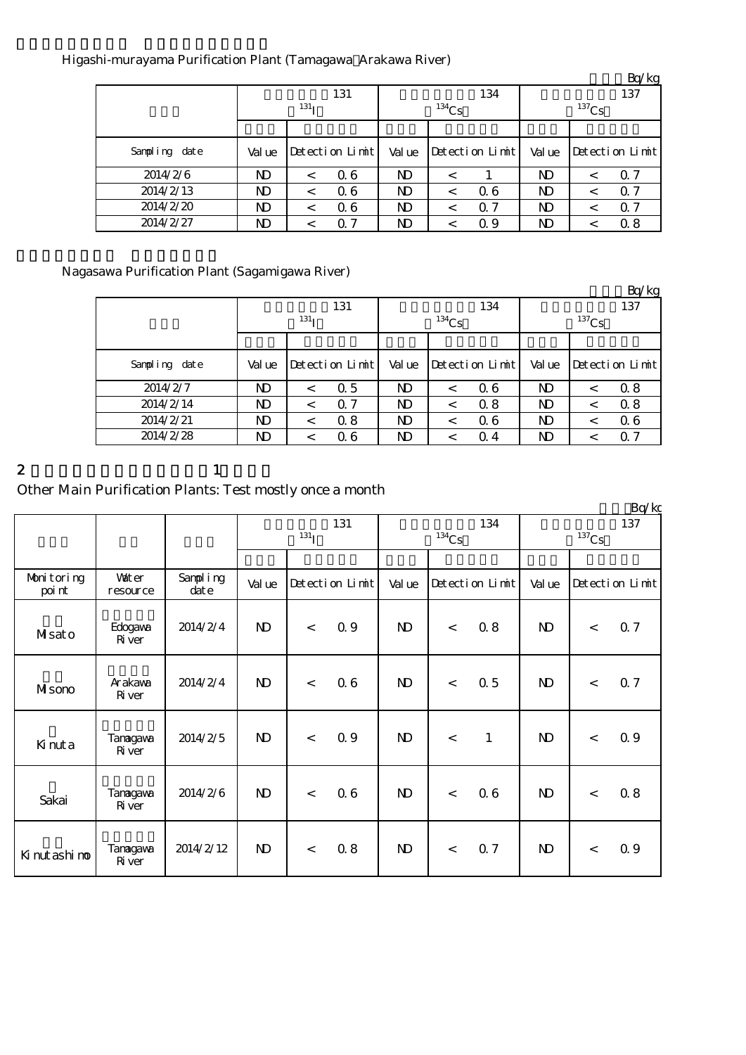Higashi-murayama Purification Plant (Tamagawa・Arakawa River)

Bq/kg

| | $^{131}I$ | | | $^{134}Cs$ | | | $^{137}Cs$ | | |
|---|---|---|---|---|---|---|---|---|---|
| Sampling date | Value | Detection Limit | | Value | Detection Limit | | Value | Detection Limit | |
| 2014/2/6 | ND | < | 0.6 | ND | < | 1 | ND | < | 0.7 |
| 2014/2/13 | ND | < | 0.6 | ND | < | 0.6 | ND | < | 0.7 |
| 2014/2/20 | ND | < | 0.6 | ND | < | 0.7 | ND | < | 0.7 |
| 2014/2/27 | ND | < | 0.7 | ND | < | 0.9 | ND | < | 0.8 |

Nagasawa Purification Plant (Sagamigawa River)

Bq/kg

| | $^{131}I$ | | | $^{134}Cs$ | | | $^{137}Cs$ | | |
|---|---|---|---|---|---|---|---|---|---|
| Sampling date | Value | Detection Limit | | Value | Detection Limit | | Value | Detection Limit | |
| 2014/2/7 | ND | < | 0.5 | ND | < | 0.6 | ND | < | 0.8 |
| 2014/2/14 | ND | < | 0.7 | ND | < | 0.8 | ND | < | 0.8 |
| 2014/2/21 | ND | < | 0.8 | ND | < | 0.6 | ND | < | 0.6 |
| 2014/2/28 | ND | < | 0.6 | ND | < | 0.4 | ND | < | 0.7 |

## 2

Other Main Purification Plants: Test mostly once a month

Bq/kg

| | | | $^{131}I$ | | | $^{134}Cs$ | | | $^{137}Cs$ | | |
|---|---|---|---|---|---|---|---|---|---|---|---|
| Monitoring point | Water resource | Sampling date | Value | Detection Limit | | Value | Detection Limit | | Value | Detection Limit | |
| Misato | Edogawa River | 2014/2/4 | ND | < | 0.9 | ND | < | 0.8 | ND | < | 0.7 |
| Misono | Arakawa River | 2014/2/4 | ND | < | 0.6 | ND | < | 0.5 | ND | < | 0.7 |
| Kinuta | Tamagawa River | 2014/2/5 | ND | < | 0.9 | ND | < | 1 | ND | < | 0.9 |
| Sakai | Tamagawa River | 2014/2/6 | ND | < | 0.6 | ND | < | 0.6 | ND | < | 0.8 |
| Kinutashimo | Tamagawa River | 2014/2/12 | ND | < | 0.8 | ND | < | 0.7 | ND | < | 0.9 |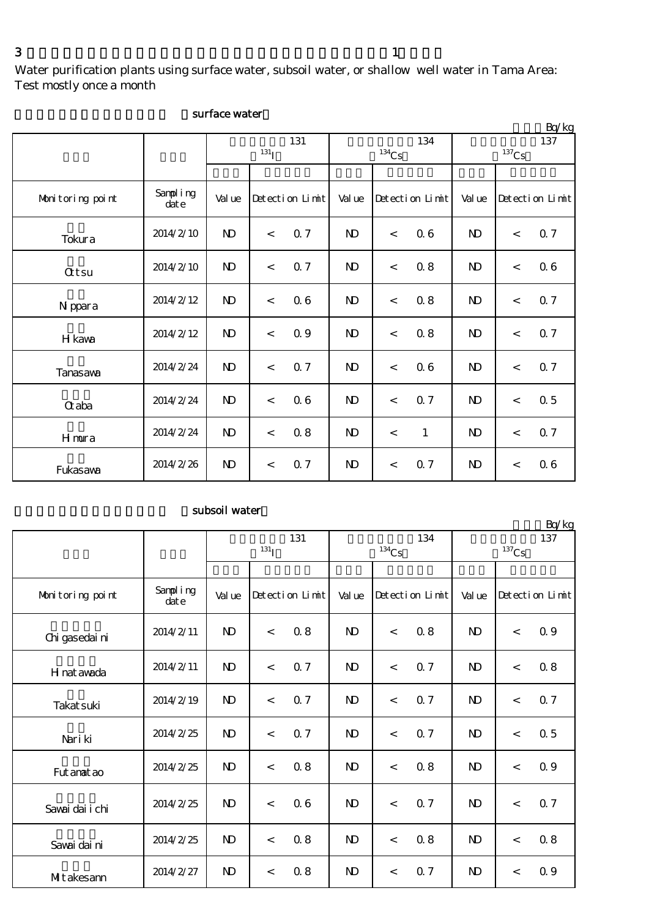3 1

Water purification plants using surface water, subsoil water, or shallow well water in Tama Area: Test mostly once a month

surface water

Bq/kg

| | | 131 $^{131}I$ | | 134 $^{134}Cs$ | | 137 $^{137}Cs$ | |
|---|---|---|---|---|---|---|---|
| Monitoring point | Sampling date | Value | Detection Limit | Value | Detection Limit | Value | Detection Limit |
| Tokura | 2014/2/10 | ND | < 0.7 | ND | < 0.6 | ND | < 0.7 |
| Ottsu | 2014/2/10 | ND | < 0.7 | ND | < 0.8 | ND | < 0.6 |
| Nippara | 2014/2/12 | ND | < 0.6 | ND | < 0.8 | ND | < 0.7 |
| Hikawa | 2014/2/12 | ND | < 0.9 | ND | < 0.8 | ND | < 0.7 |
| Tanasawa | 2014/2/24 | ND | < 0.7 | ND | < 0.6 | ND | < 0.7 |
| Otaba | 2014/2/24 | ND | < 0.6 | ND | < 0.7 | ND | < 0.5 |
| Hinura | 2014/2/24 | ND | < 0.8 | ND | < 1 | ND | < 0.7 |
| Fukasawa | 2014/2/26 | ND | < 0.7 | ND | < 0.7 | ND | < 0.6 |

subsoil water

Bq/kg

| | | 131 $^{131}I$ | | 134 $^{134}Cs$ | | 137 $^{137}Cs$ | |
|---|---|---|---|---|---|---|---|
| Monitoring point | Sampling date | Value | Detection Limit | Value | Detection Limit | Value | Detection Limit |
| Chigasedaini | 2014/2/11 | ND | < 0.8 | ND | < 0.8 | ND | < 0.9 |
| Hinatawada | 2014/2/11 | ND | < 0.7 | ND | < 0.7 | ND | < 0.8 |
| Takatsuki | 2014/2/19 | ND | < 0.7 | ND | < 0.7 | ND | < 0.7 |
| Nariki | 2014/2/25 | ND | < 0.7 | ND | < 0.7 | ND | < 0.5 |
| Futamatao | 2014/2/25 | ND | < 0.8 | ND | < 0.8 | ND | < 0.9 |
| Sawaidaiichi | 2014/2/25 | ND | < 0.6 | ND | < 0.7 | ND | < 0.7 |
| Sawaidaini | 2014/2/25 | ND | < 0.8 | ND | < 0.8 | ND | < 0.8 |
| Mitakesann | 2014/2/27 | ND | < 0.8 | ND | < 0.7 | ND | < 0.9 |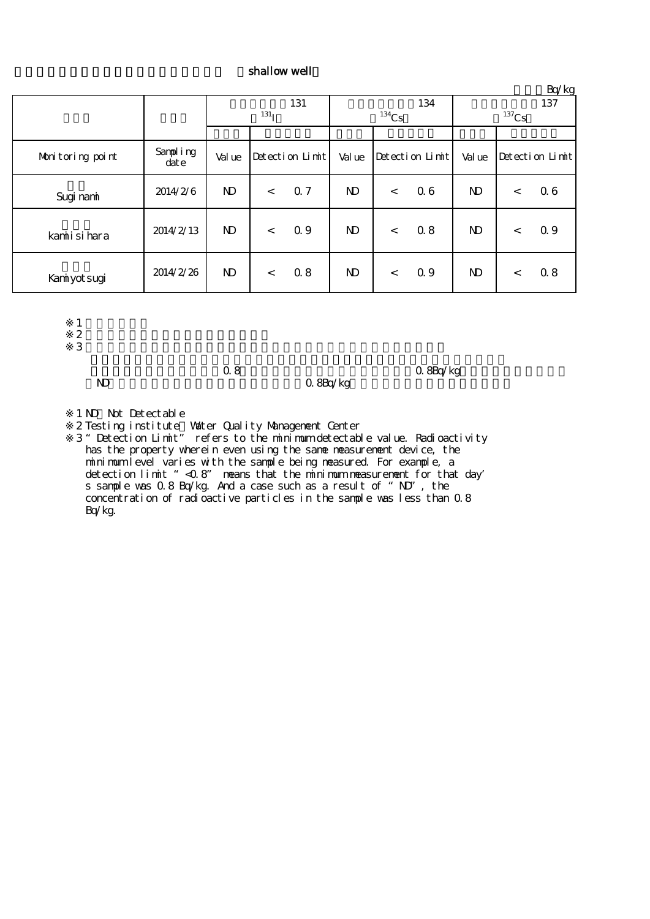shallow well

Bq/kg

| | | 131 $^{131}I$ | | 134 $^{134}Cs$ | | 137 $^{137}Cs$ | |
|---|---|---|---|---|---|---|---|
| Monitoring point | Sampling date | Value | Detection Limit | Value | Detection Limit | Value | Detection Limit |
| Suginami | 2014/2/6 | ND | < 0.7 | ND | < 0.6 | ND | < 0.6 |
| kamiisihara | 2014/2/13 | ND | < 0.9 | ND | < 0.8 | ND | < 0.9 |
| Kamiyotsugi | 2014/2/26 | ND | < 0.8 | ND | < 0.9 | ND | < 0.8 |

※1
※2
※3
0.8 0.8Bq/kg
ND 0.8Bq/kg

※1 ND：Not Detectable
※2 Testing institute：Water Quality Management Center
※3 "Detection Limit" refers to the minimum detectable value. Radioactivity has the property wherein even using the same measurement device, the minimum level varies with the sample being measured. For example, a detection limit "<0.8" means that the minimum measurement for that day's sample was 0.8 Bq/kg. And a case such as a result of "ND", the concentration of radioactive particles in the sample was less than 0.8 Bq/kg.